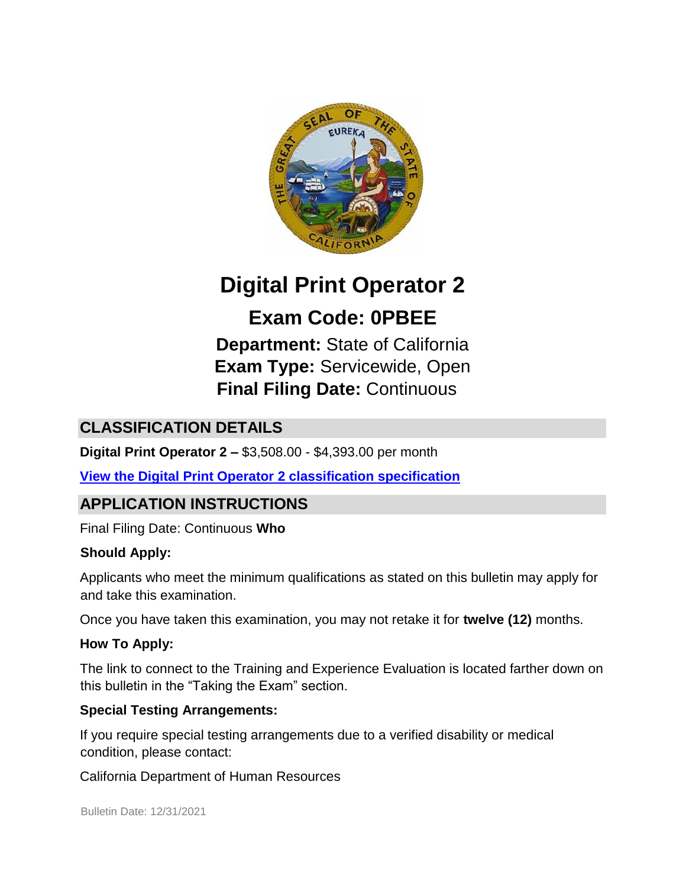# Digital Print Operator 2

## Exam Code: 0PBEE

**Department:** State of California
**Exam Type:** Servicewide, Open
**Final Filing Date:** Continuous

## CLASSIFICATION DETAILS

**Digital Print Operator 2 –** $3,508.00 - $4,393.00 per month

**View the Digital Print Operator 2 classification specification**

## APPLICATION INSTRUCTIONS

Final Filing Date: Continuous **Who**

**Should Apply:**

Applicants who meet the minimum qualifications as stated on this bulletin may apply for and take this examination.

Once you have taken this examination, you may not retake it for **twelve (12)** months.

**How To Apply:**

The link to connect to the Training and Experience Evaluation is located farther down on this bulletin in the "Taking the Exam" section.

**Special Testing Arrangements:**

If you require special testing arrangements due to a verified disability or medical condition, please contact:

California Department of Human Resources

Bulletin Date: 12/31/2021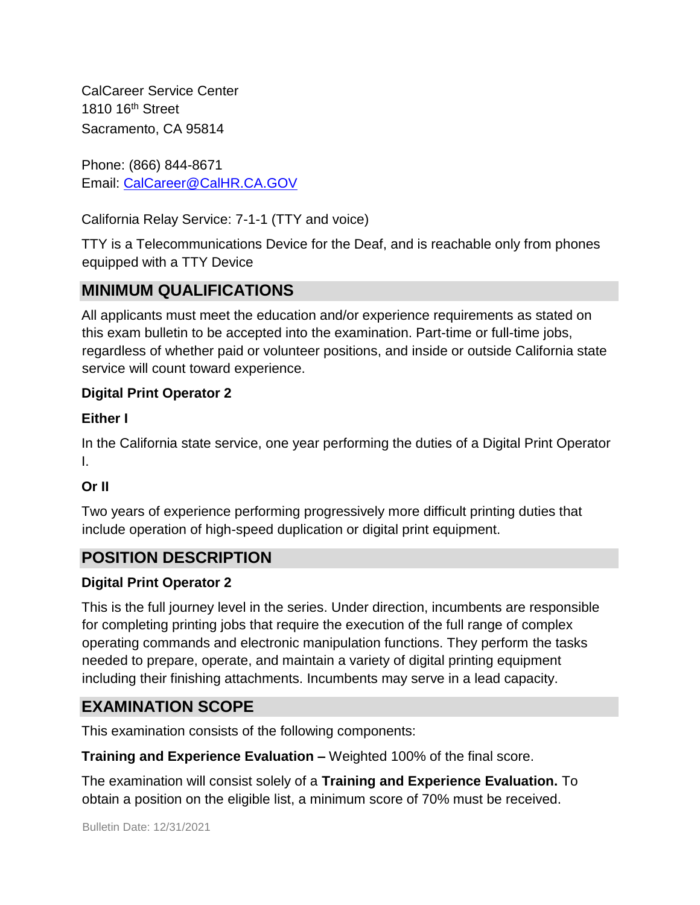CalCareer Service Center
1810 16th Street
Sacramento, CA 95814

Phone: (866) 844-8671
Email: CalCareer@CalHR.CA.GOV

California Relay Service: 7-1-1 (TTY and voice)

TTY is a Telecommunications Device for the Deaf, and is reachable only from phones equipped with a TTY Device

## MINIMUM QUALIFICATIONS

All applicants must meet the education and/or experience requirements as stated on this exam bulletin to be accepted into the examination. Part-time or full-time jobs, regardless of whether paid or volunteer positions, and inside or outside California state service will count toward experience.

**Digital Print Operator 2**

**Either I**

In the California state service, one year performing the duties of a Digital Print Operator I.

**Or II**

Two years of experience performing progressively more difficult printing duties that include operation of high-speed duplication or digital print equipment.

## POSITION DESCRIPTION

**Digital Print Operator 2**

This is the full journey level in the series. Under direction, incumbents are responsible for completing printing jobs that require the execution of the full range of complex operating commands and electronic manipulation functions. They perform the tasks needed to prepare, operate, and maintain a variety of digital printing equipment including their finishing attachments. Incumbents may serve in a lead capacity.

## EXAMINATION SCOPE

This examination consists of the following components:

**Training and Experience Evaluation –** Weighted 100% of the final score.

The examination will consist solely of a **Training and Experience Evaluation.** To obtain a position on the eligible list, a minimum score of 70% must be received.

Bulletin Date: 12/31/2021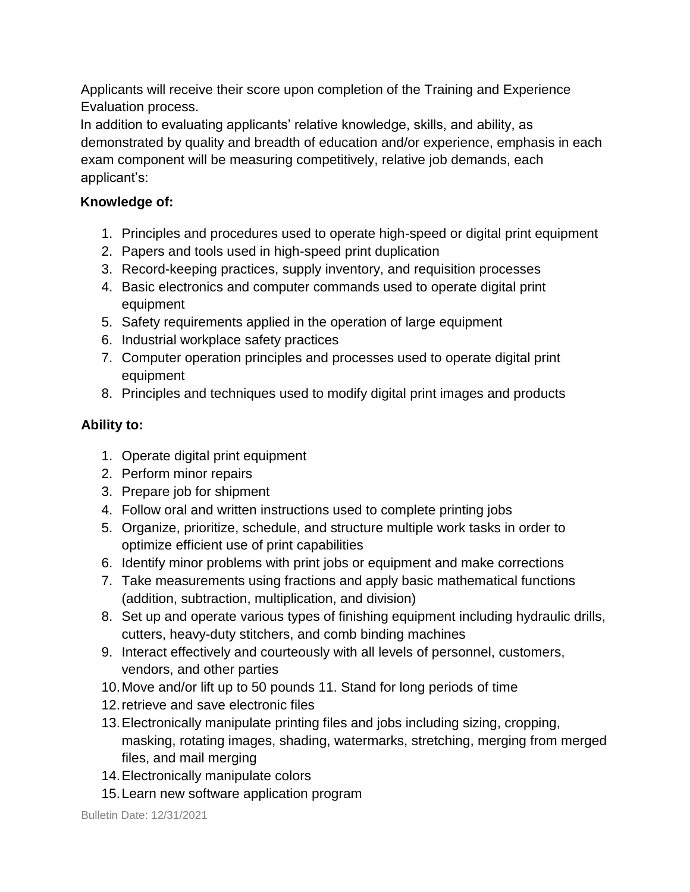Applicants will receive their score upon completion of the Training and Experience Evaluation process.

In addition to evaluating applicants' relative knowledge, skills, and ability, as demonstrated by quality and breadth of education and/or experience, emphasis in each exam component will be measuring competitively, relative job demands, each applicant's:

**Knowledge of:**

1. Principles and procedures used to operate high-speed or digital print equipment
2. Papers and tools used in high-speed print duplication
3. Record-keeping practices, supply inventory, and requisition processes
4. Basic electronics and computer commands used to operate digital print equipment
5. Safety requirements applied in the operation of large equipment
6. Industrial workplace safety practices
7. Computer operation principles and processes used to operate digital print equipment
8. Principles and techniques used to modify digital print images and products

**Ability to:**

1. Operate digital print equipment
2. Perform minor repairs
3. Prepare job for shipment
4. Follow oral and written instructions used to complete printing jobs
5. Organize, prioritize, schedule, and structure multiple work tasks in order to optimize efficient use of print capabilities
6. Identify minor problems with print jobs or equipment and make corrections
7. Take measurements using fractions and apply basic mathematical functions (addition, subtraction, multiplication, and division)
8. Set up and operate various types of finishing equipment including hydraulic drills, cutters, heavy-duty stitchers, and comb binding machines
9. Interact effectively and courteously with all levels of personnel, customers, vendors, and other parties
10. Move and/or lift up to 50 pounds 11. Stand for long periods of time
12. retrieve and save electronic files
13. Electronically manipulate printing files and jobs including sizing, cropping, masking, rotating images, shading, watermarks, stretching, merging from merged files, and mail merging
14. Electronically manipulate colors
15. Learn new software application program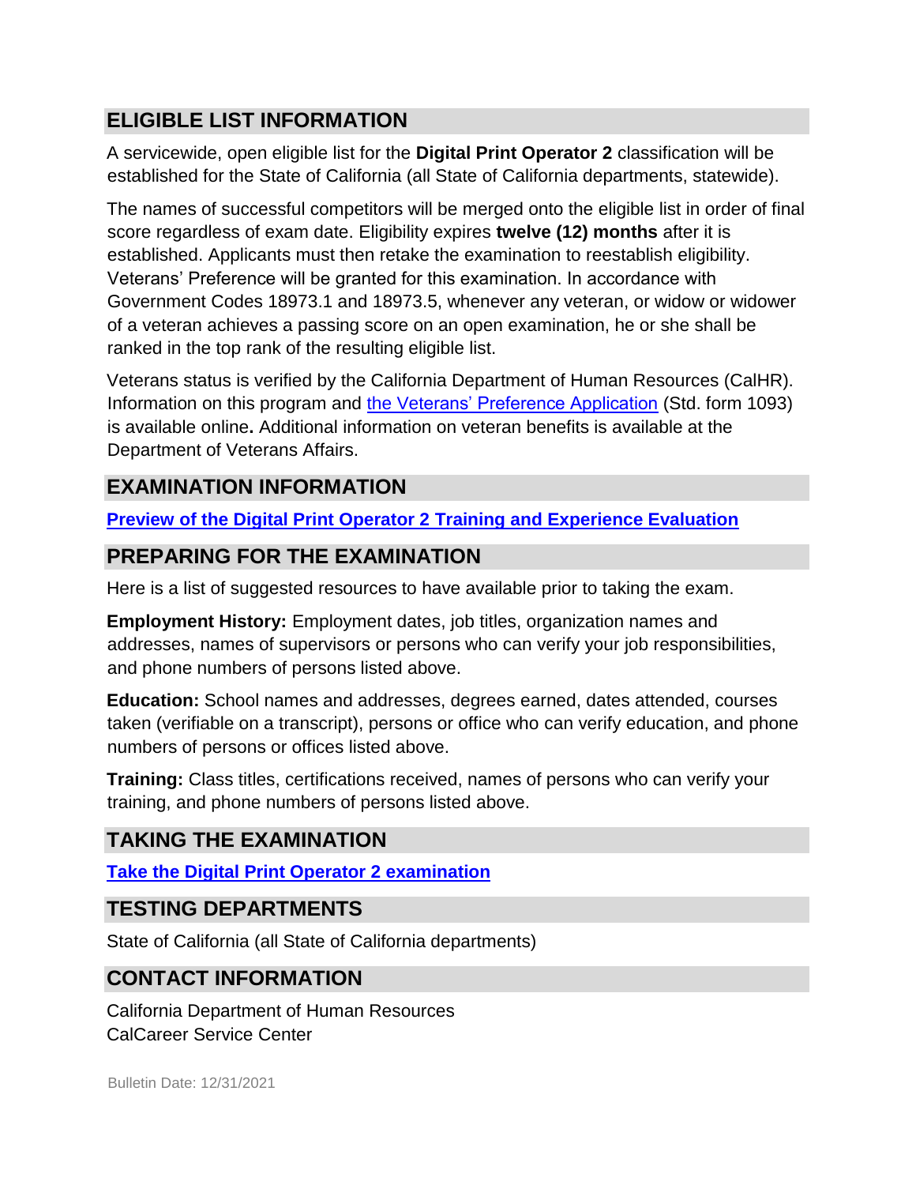## ELIGIBLE LIST INFORMATION

A servicewide, open eligible list for the **Digital Print Operator 2** classification will be established for the State of California (all State of California departments, statewide).

The names of successful competitors will be merged onto the eligible list in order of final score regardless of exam date. Eligibility expires **twelve (12) months** after it is established. Applicants must then retake the examination to reestablish eligibility. Veterans' Preference will be granted for this examination. In accordance with Government Codes 18973.1 and 18973.5, whenever any veteran, or widow or widower of a veteran achieves a passing score on an open examination, he or she shall be ranked in the top rank of the resulting eligible list.

Veterans status is verified by the California Department of Human Resources (CalHR). Information on this program and the Veterans' Preference Application (Std. form 1093) is available online**.** Additional information on veteran benefits is available at the Department of Veterans Affairs.

## EXAMINATION INFORMATION

**Preview of the Digital Print Operator 2 Training and Experience Evaluation**

## PREPARING FOR THE EXAMINATION

Here is a list of suggested resources to have available prior to taking the exam.

**Employment History:** Employment dates, job titles, organization names and addresses, names of supervisors or persons who can verify your job responsibilities, and phone numbers of persons listed above.

**Education:** School names and addresses, degrees earned, dates attended, courses taken (verifiable on a transcript), persons or office who can verify education, and phone numbers of persons or offices listed above.

**Training:** Class titles, certifications received, names of persons who can verify your training, and phone numbers of persons listed above.

## TAKING THE EXAMINATION

**Take the Digital Print Operator 2 examination**

## TESTING DEPARTMENTS

State of California (all State of California departments)

## CONTACT INFORMATION

California Department of Human Resources
CalCareer Service Center

Bulletin Date: 12/31/2021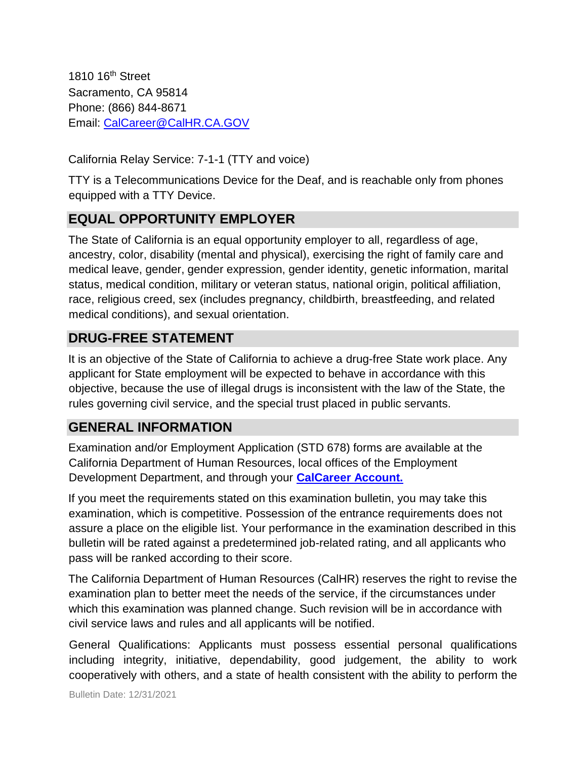1810 16th Street
Sacramento, CA 95814
Phone: (866) 844-8671
Email: [CalCareer@CalHR.CA.GOV](mailto:CalCareer@CalHR.CA.GOV)

California Relay Service: 7-1-1 (TTY and voice)

TTY is a Telecommunications Device for the Deaf, and is reachable only from phones equipped with a TTY Device.

## EQUAL OPPORTUNITY EMPLOYER

The State of California is an equal opportunity employer to all, regardless of age, ancestry, color, disability (mental and physical), exercising the right of family care and medical leave, gender, gender expression, gender identity, genetic information, marital status, medical condition, military or veteran status, national origin, political affiliation, race, religious creed, sex (includes pregnancy, childbirth, breastfeeding, and related medical conditions), and sexual orientation.

## DRUG-FREE STATEMENT

It is an objective of the State of California to achieve a drug-free State work place. Any applicant for State employment will be expected to behave in accordance with this objective, because the use of illegal drugs is inconsistent with the law of the State, the rules governing civil service, and the special trust placed in public servants.

## GENERAL INFORMATION

Examination and/or Employment Application (STD 678) forms are available at the California Department of Human Resources, local offices of the Employment Development Department, and through your **CalCareer Account.**

If you meet the requirements stated on this examination bulletin, you may take this examination, which is competitive. Possession of the entrance requirements does not assure a place on the eligible list. Your performance in the examination described in this bulletin will be rated against a predetermined job-related rating, and all applicants who pass will be ranked according to their score.

The California Department of Human Resources (CalHR) reserves the right to revise the examination plan to better meet the needs of the service, if the circumstances under which this examination was planned change. Such revision will be in accordance with civil service laws and rules and all applicants will be notified.

General Qualifications: Applicants must possess essential personal qualifications including integrity, initiative, dependability, good judgement, the ability to work cooperatively with others, and a state of health consistent with the ability to perform the

Bulletin Date: 12/31/2021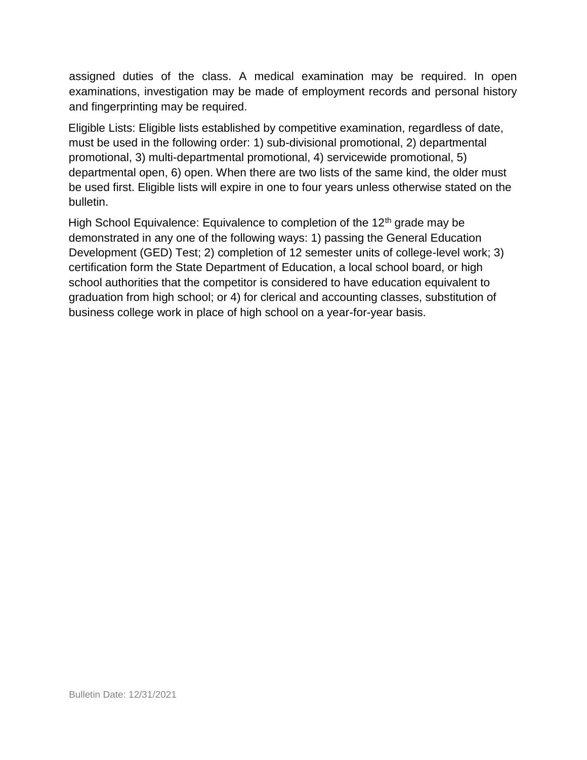assigned duties of the class. A medical examination may be required. In open examinations, investigation may be made of employment records and personal history and fingerprinting may be required.

Eligible Lists: Eligible lists established by competitive examination, regardless of date, must be used in the following order: 1) sub-divisional promotional, 2) departmental promotional, 3) multi-departmental promotional, 4) servicewide promotional, 5) departmental open, 6) open. When there are two lists of the same kind, the older must be used first. Eligible lists will expire in one to four years unless otherwise stated on the bulletin.

High School Equivalence: Equivalence to completion of the 12th grade may be demonstrated in any one of the following ways: 1) passing the General Education Development (GED) Test; 2) completion of 12 semester units of college-level work; 3) certification form the State Department of Education, a local school board, or high school authorities that the competitor is considered to have education equivalent to graduation from high school; or 4) for clerical and accounting classes, substitution of business college work in place of high school on a year-for-year basis.